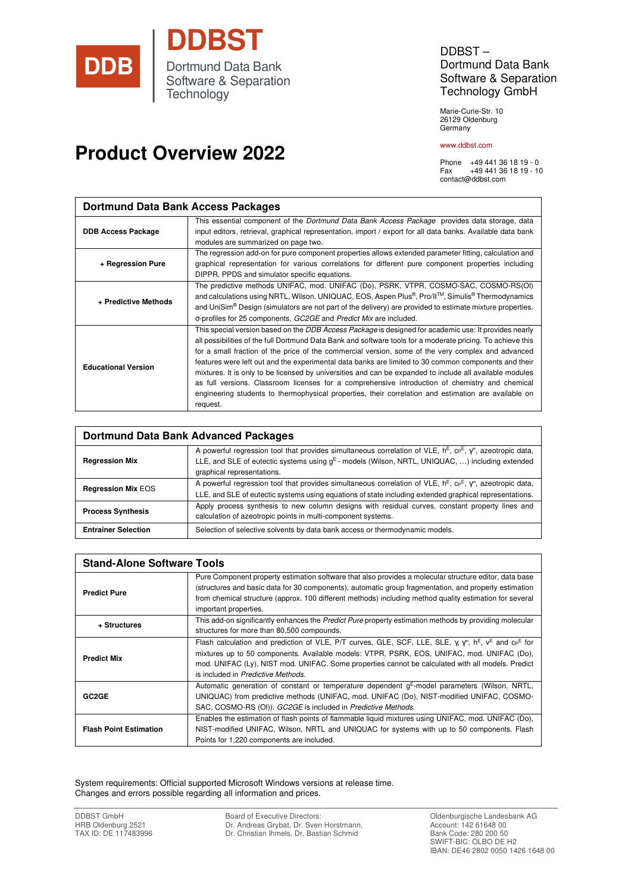DDB

# DDBST

Dortmund Data Bank Software & Separation Technology

DDBST –
Dortmund Data Bank
Software & Separation
Technology GmbH

Marie-Curie-Str. 10
26129 Oldenburg
Germany

www.ddbst.com

Phone +49 441 36 18 19 - 0
Fax +49 441 36 18 19 - 10
contact@ddbst.com

# Product Overview 2022

| Dortmund Data Bank Access Packages | |
|---|---|
| **DDB Access Package** | This essential component of the *Dortmund Data Bank Access Package* provides data storage, data input editors, retrieval, graphical representation, import / export for all data banks. Available data bank modules are summarized on page two. |
| **+ Regression Pure** | The regression add-on for pure component properties allows extended parameter fitting, calculation and graphical representation for various correlations for different pure component properties including DIPPR, PPDS and simulator specific equations. |
| **+ Predictive Methods** | The predictive methods UNIFAC, mod. UNIFAC (Do), PSRK, VTPR, COSMO-SAC, COSMO-RS(Ol) and calculations using NRTL, Wilson, UNIQUAC, EOS, Aspen Plus®, Pro/II™, Simulis® Thermodynamics and UniSim® Design (simulators are not part of the delivery) are provided to estimate mixture properties. σ-profiles for 25 components, *GC2GE* and *Predict Mix* are included. |
| **Educational Version** | This special version based on the *DDB Access Package* is designed for academic use: It provides nearly all possibilities of the full Dortmund Data Bank and software tools for a moderate pricing. To achieve this for a small fraction of the price of the commercial version, some of the very complex and advanced features were left out and the experimental data banks are limited to 30 common components and their mixtures. It is only to be licensed by universities and can be expanded to include all available modules as full versions. Classroom licenses for a comprehensive introduction of chemistry and chemical engineering students to thermophysical properties, their correlation and estimation are available on request. |

| Dortmund Data Bank Advanced Packages | |
|---|---|
| **Regression Mix** | A powerful regression tool that provides simultaneous correlation of VLE, $h^E$, $c_P^E$, $\gamma^\infty$, azeotropic data, LLE, and SLE of eutectic systems using $g^E$ - models (Wilson, NRTL, UNIQUAC, …) including extended graphical representations. |
| **Regression Mix** EOS | A powerful regression tool that provides simultaneous correlation of VLE, $h^E$, $c_P^E$, $\gamma^\infty$, azeotropic data, LLE, and SLE of eutectic systems using equations of state including extended graphical representations. |
| **Process Synthesis** | Apply process synthesis to new column designs with residual curves, constant property lines and calculation of azeotropic points in multi-component systems. |
| **Entrainer Selection** | Selection of selective solvents by data bank access or thermodynamic models. |

| Stand-Alone Software Tools | |
|---|---|
| **Predict Pure** | Pure Component property estimation software that also provides a molecular structure editor, data base (structures and basic data for 30 components), automatic group fragmentation, and property estimation from chemical structure (approx. 100 different methods) including method quality estimation for several important properties. |
| **+ Structures** | This add-on significantly enhances the *Predict Pure* property estimation methods by providing molecular structures for more than 80,500 compounds. |
| **Predict Mix** | Flash calculation and prediction of VLE, P/T curves, GLE, SCF, LLE, SLE, $\gamma$, $\gamma^\infty$, $h^E$, $v^E$ and $c_P^E$ for mixtures up to 50 components. Available models: VTPR, PSRK, EOS, UNIFAC, mod. UNIFAC (Do), mod. UNIFAC (Ly), NIST mod. UNIFAC. Some properties cannot be calculated with all models. Predict is included in *Predictive Methods*. |
| **GC2GE** | Automatic generation of constant or temperature dependent $g^E$-model parameters (Wilson, NRTL, UNIQUAC) from predictive methods (UNIFAC, mod. UNIFAC (Do), NIST-modified UNIFAC, COSMO-SAC, COSMO-RS (Ol)). *GC2GE* is included in *Predictive Methods*. |
| **Flash Point Estimation** | Enables the estimation of flash points of flammable liquid mixtures using UNIFAC, mod. UNIFAC (Do), NIST-modified UNIFAC, Wilson, NRTL and UNIQUAC for systems with up to 50 components. Flash Points for 1,220 components are included. |

System requirements: Official supported Microsoft Windows versions at release time.
Changes and errors possible regarding all information and prices.

DDBST GmbH
HRB Oldenburg 2521
TAX ID: DE 117483996

Board of Executive Directors:
Dr. Andreas Grybat, Dr. Sven Horstmann,
Dr. Christian Ihmels, Dr. Bastian Schmid

Oldenburgische Landesbank AG
Account: 142 61648 00
Bank Code: 280 200 50
SWIFT-BIC: OLBO DE H2
IBAN: DE46 2802 0050 1426 1648 00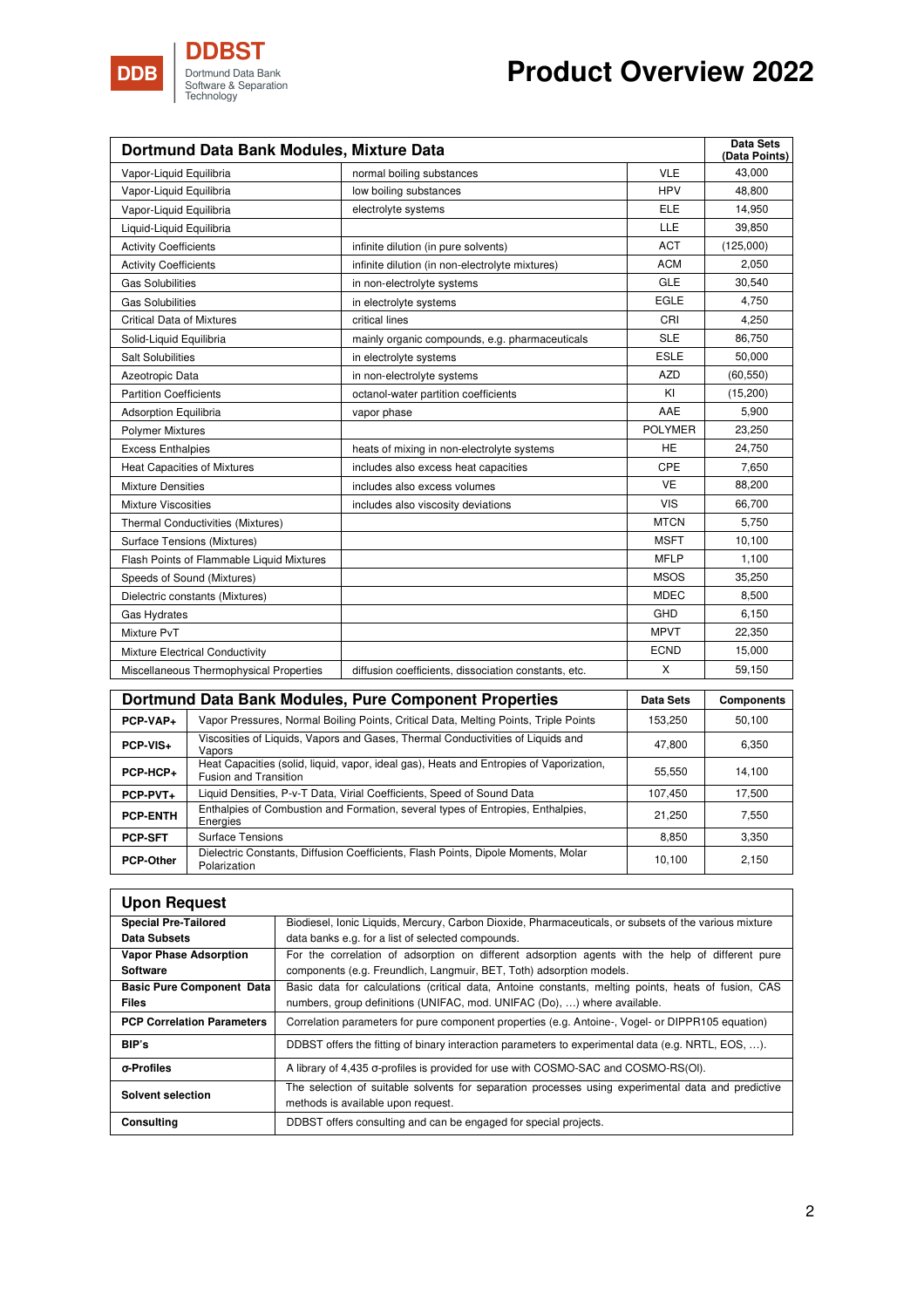# Product Overview 2022

| Dortmund Data Bank Modules, Mixture Data | | | Data Sets (Data Points) |
|---|---|---|---|
| Vapor-Liquid Equilibria | normal boiling substances | VLE | 43,000 |
| Vapor-Liquid Equilibria | low boiling substances | HPV | 48,800 |
| Vapor-Liquid Equilibria | electrolyte systems | ELE | 14,950 |
| Liquid-Liquid Equilibria | | LLE | 39,850 |
| Activity Coefficients | infinite dilution (in pure solvents) | ACT | (125,000) |
| Activity Coefficients | infinite dilution (in non-electrolyte mixtures) | ACM | 2,050 |
| Gas Solubilities | in non-electrolyte systems | GLE | 30,540 |
| Gas Solubilities | in electrolyte systems | EGLE | 4,750 |
| Critical Data of Mixtures | critical lines | CRI | 4,250 |
| Solid-Liquid Equilibria | mainly organic compounds, e.g. pharmaceuticals | SLE | 86,750 |
| Salt Solubilities | in electrolyte systems | ESLE | 50,000 |
| Azeotropic Data | in non-electrolyte systems | AZD | (60,550) |
| Partition Coefficients | octanol-water partition coefficients | KI | (15,200) |
| Adsorption Equilibria | vapor phase | AAE | 5,900 |
| Polymer Mixtures | | POLYMER | 23,250 |
| Excess Enthalpies | heats of mixing in non-electrolyte systems | HE | 24,750 |
| Heat Capacities of Mixtures | includes also excess heat capacities | CPE | 7,650 |
| Mixture Densities | includes also excess volumes | VE | 88,200 |
| Mixture Viscosities | includes also viscosity deviations | VIS | 66,700 |
| Thermal Conductivities (Mixtures) | | MTCN | 5,750 |
| Surface Tensions (Mixtures) | | MSFT | 10,100 |
| Flash Points of Flammable Liquid Mixtures | | MFLP | 1,100 |
| Speeds of Sound (Mixtures) | | MSOS | 35,250 |
| Dielectric constants (Mixtures) | | MDEC | 8,500 |
| Gas Hydrates | | GHD | 6,150 |
| Mixture PvT | | MPVT | 22,350 |
| Mixture Electrical Conductivity | | ECND | 15,000 |
| Miscellaneous Thermophysical Properties | diffusion coefficients, dissociation constants, etc. | X | 59,150 |

| Dortmund Data Bank Modules, Pure Component Properties | | Data Sets | Components |
|---|---|---|---|
| **PCP-VAP+** | Vapor Pressures, Normal Boiling Points, Critical Data, Melting Points, Triple Points | 153,250 | 50,100 |
| **PCP-VIS+** | Viscosities of Liquids, Vapors and Gases, Thermal Conductivities of Liquids and Vapors | 47,800 | 6,350 |
| **PCP-HCP+** | Heat Capacities (solid, liquid, vapor, ideal gas), Heats and Entropies of Vaporization, Fusion and Transition | 55,550 | 14,100 |
| **PCP-PVT+** | Liquid Densities, P-v-T Data, Virial Coefficients, Speed of Sound Data | 107,450 | 17,500 |
| **PCP-ENTH** | Enthalpies of Combustion and Formation, several types of Entropies, Enthalpies, Energies | 21,250 | 7,550 |
| **PCP-SFT** | Surface Tensions | 8,850 | 3,350 |
| **PCP-Other** | Dielectric Constants, Diffusion Coefficients, Flash Points, Dipole Moments, Molar Polarization | 10,100 | 2,150 |

| Upon Request | |
|---|---|
| **Special Pre-Tailored Data Subsets** | Biodiesel, Ionic Liquids, Mercury, Carbon Dioxide, Pharmaceuticals, or subsets of the various mixture data banks e.g. for a list of selected compounds. |
| **Vapor Phase Adsorption Software** | For the correlation of adsorption on different adsorption agents with the help of different pure components (e.g. Freundlich, Langmuir, BET, Toth) adsorption models. |
| **Basic Pure Component Data Files** | Basic data for calculations (critical data, Antoine constants, melting points, heats of fusion, CAS numbers, group definitions (UNIFAC, mod. UNIFAC (Do), …) where available. |
| **PCP Correlation Parameters** | Correlation parameters for pure component properties (e.g. Antoine-, Vogel- or DIPPR105 equation) |
| **BIP's** | DDBST offers the fitting of binary interaction parameters to experimental data (e.g. NRTL, EOS, …). |
| **σ-Profiles** | A library of 4,435 σ-profiles is provided for use with COSMO-SAC and COSMO-RS(OI). |
| **Solvent selection** | The selection of suitable solvents for separation processes using experimental data and predictive methods is available upon request. |
| **Consulting** | DDBST offers consulting and can be engaged for special projects. |